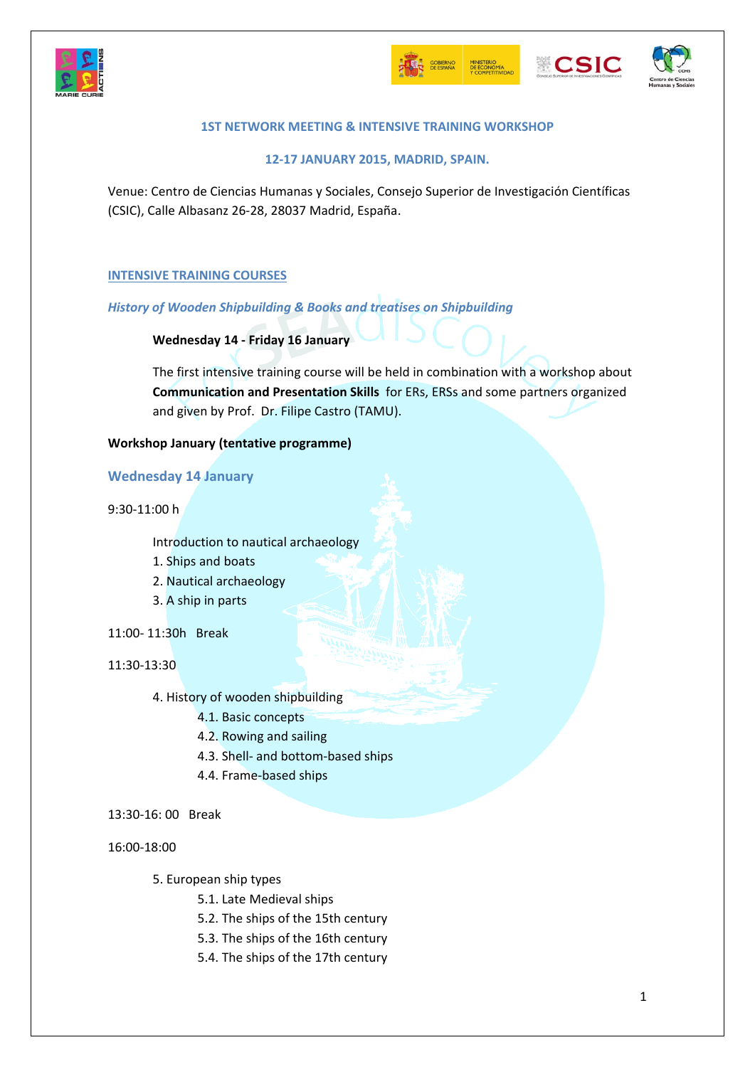### 1ST NETWORK MEETING & INTENSIVE TRAINING WORKSHOP

### 12-17 JANUARY 2015, MADRID, SPAIN.

Venue: Centro de Ciencias Humanas y Sociales, Consejo Superior de Investigación Científicas (CSIC), Calle Albasanz 26-28, 28037 Madrid, España.

## INTENSIVE TRAINING COURSES

*History of Wooden Shipbuilding & Books and treatises on Shipbuilding*

**Wednesday 14 - Friday 16 January**

The first intensive training course will be held in combination with a workshop about **Communication and Presentation Skills** for ERs, ERSs and some partners organized and given by Prof. Dr. Filipe Castro (TAMU).

**Workshop January (tentative programme)**

### Wednesday 14 January

9:30-11:00 h

Introduction to nautical archaeology

1. Ships and boats
2. Nautical archaeology
3. A ship in parts

11:00- 11:30h Break

11:30-13:30

4. History of wooden shipbuilding
    - 4.1. Basic concepts
    - 4.2. Rowing and sailing
    - 4.3. Shell- and bottom-based ships
    - 4.4. Frame-based ships

13:30-16: 00 Break

16:00-18:00

5. European ship types
    - 5.1. Late Medieval ships
    - 5.2. The ships of the 15th century
    - 5.3. The ships of the 16th century
    - 5.4. The ships of the 17th century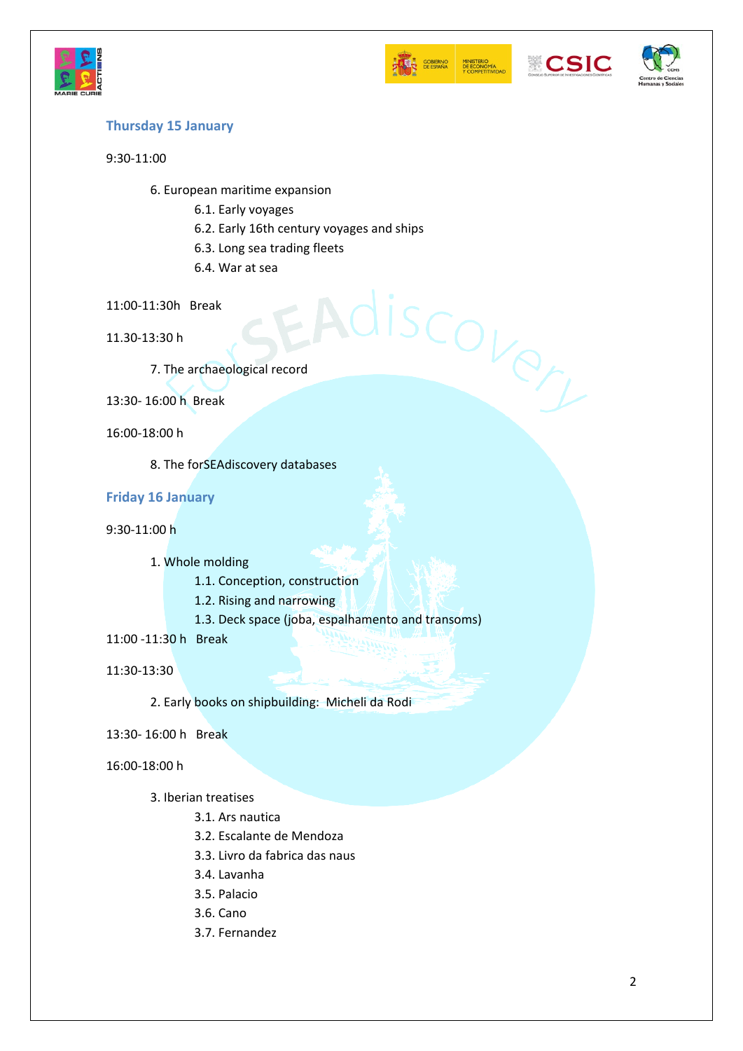## Thursday 15 January

9:30-11:00

6. European maritime expansion
    - 6.1. Early voyages
    - 6.2. Early 16th century voyages and ships
    - 6.3. Long sea trading fleets
    - 6.4. War at sea

11:00-11:30h Break

11.30-13:30 h

7. The archaeological record

13:30- 16:00 h Break

16:00-18:00 h

8. The forSEAdiscovery databases

## Friday 16 January

9:30-11:00 h

1. Whole molding
    - 1.1. Conception, construction
    - 1.2. Rising and narrowing
    - 1.3. Deck space (joba, espalhamento and transoms)

11:00 -11:30 h Break

11:30-13:30

2. Early books on shipbuilding: Micheli da Rodi

13:30- 16:00 h Break

16:00-18:00 h

3. Iberian treatises
    - 3.1. Ars nautica
    - 3.2. Escalante de Mendoza
    - 3.3. Livro da fabrica das naus
    - 3.4. Lavanha
    - 3.5. Palacio
    - 3.6. Cano
    - 3.7. Fernandez